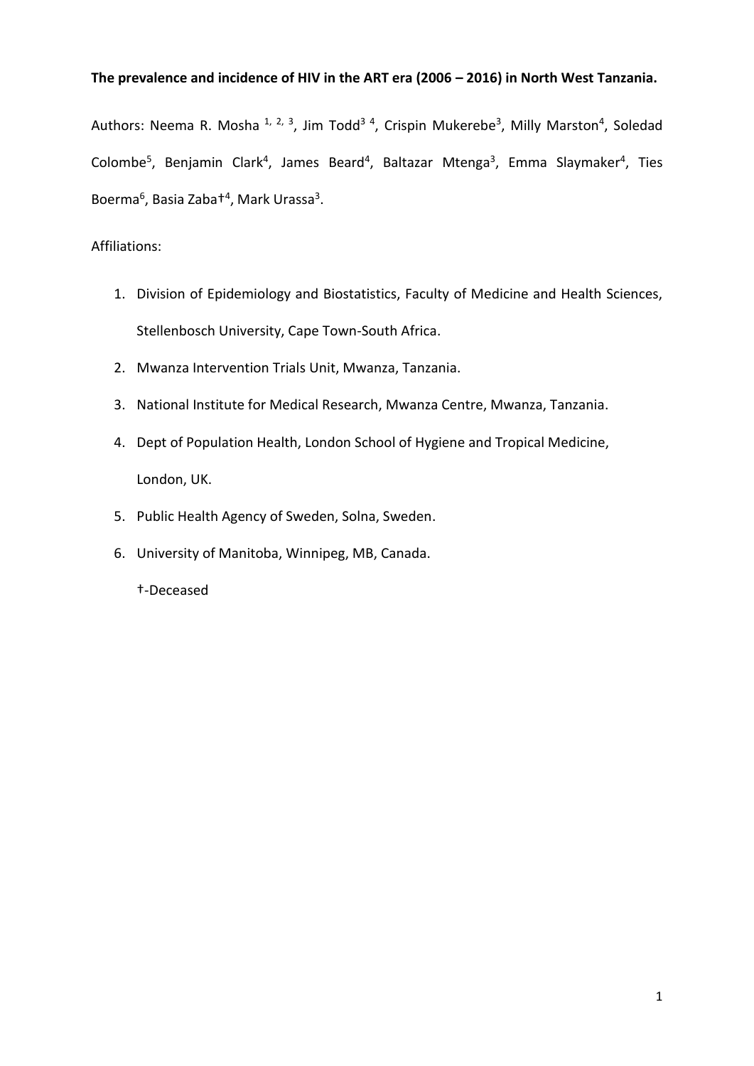**The prevalence and incidence of HIV in the ART era (2006 – 2016) in North West Tanzania.**

Authors: Neema R. Mosha [1, 2, 3], Jim Todd[3 4], Crispin Mukerebe[3], Milly Marston[4], Soledad Colombe[5], Benjamin Clark[4], James Beard[4], Baltazar Mtenga[3], Emma Slaymaker[4], Ties Boerma[6], Basia Zaba†[4], Mark Urassa[3].

Affiliations:

1. Division of Epidemiology and Biostatistics, Faculty of Medicine and Health Sciences, Stellenbosch University, Cape Town-South Africa.
2. Mwanza Intervention Trials Unit, Mwanza, Tanzania.
3. National Institute for Medical Research, Mwanza Centre, Mwanza, Tanzania.
4. Dept of Population Health, London School of Hygiene and Tropical Medicine, London, UK.
5. Public Health Agency of Sweden, Solna, Sweden.
6. University of Manitoba, Winnipeg, MB, Canada.

†-Deceased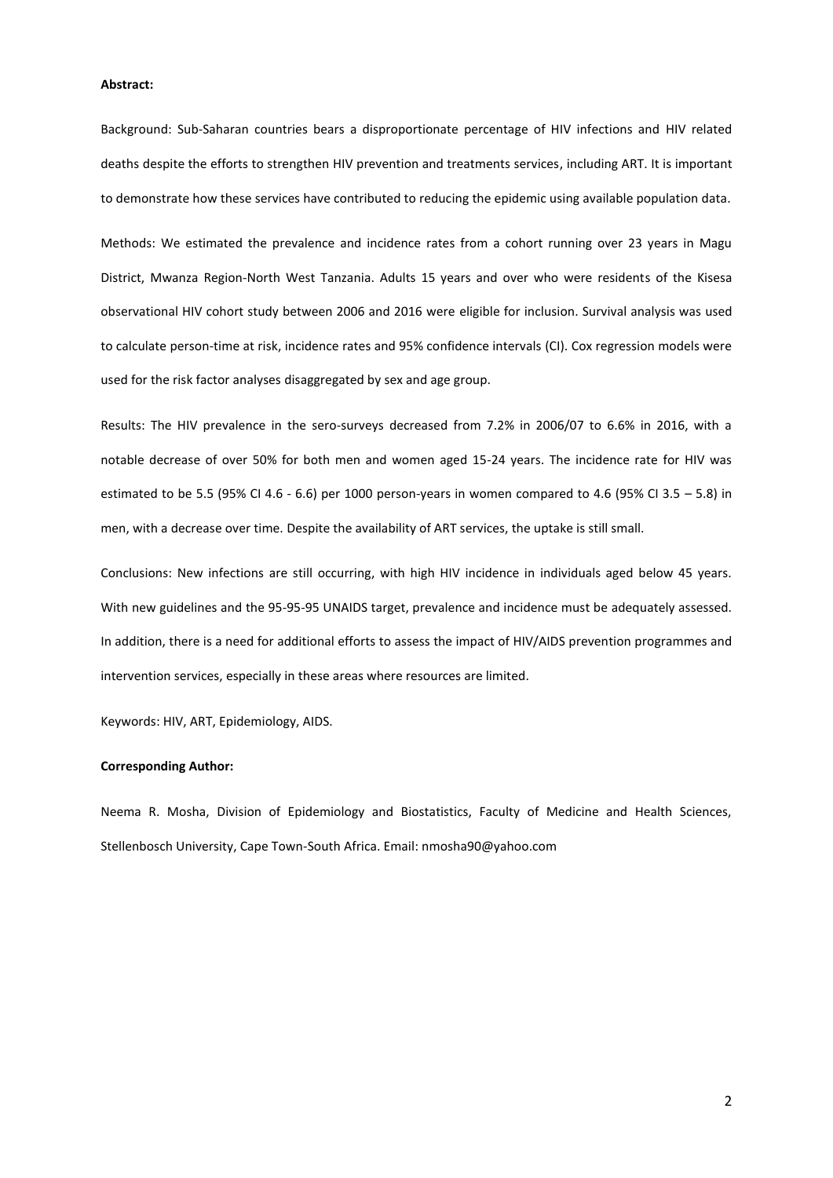**Abstract:**

Background: Sub-Saharan countries bears a disproportionate percentage of HIV infections and HIV related deaths despite the efforts to strengthen HIV prevention and treatments services, including ART. It is important to demonstrate how these services have contributed to reducing the epidemic using available population data.

Methods: We estimated the prevalence and incidence rates from a cohort running over 23 years in Magu District, Mwanza Region-North West Tanzania. Adults 15 years and over who were residents of the Kisesa observational HIV cohort study between 2006 and 2016 were eligible for inclusion. Survival analysis was used to calculate person-time at risk, incidence rates and 95% confidence intervals (CI). Cox regression models were used for the risk factor analyses disaggregated by sex and age group.

Results: The HIV prevalence in the sero-surveys decreased from 7.2% in 2006/07 to 6.6% in 2016, with a notable decrease of over 50% for both men and women aged 15-24 years. The incidence rate for HIV was estimated to be 5.5 (95% CI 4.6 - 6.6) per 1000 person-years in women compared to 4.6 (95% CI 3.5 – 5.8) in men, with a decrease over time. Despite the availability of ART services, the uptake is still small.

Conclusions: New infections are still occurring, with high HIV incidence in individuals aged below 45 years. With new guidelines and the 95-95-95 UNAIDS target, prevalence and incidence must be adequately assessed. In addition, there is a need for additional efforts to assess the impact of HIV/AIDS prevention programmes and intervention services, especially in these areas where resources are limited.

Keywords: HIV, ART, Epidemiology, AIDS.

**Corresponding Author:**

Neema R. Mosha, Division of Epidemiology and Biostatistics, Faculty of Medicine and Health Sciences, Stellenbosch University, Cape Town-South Africa. Email: nmosha90@yahoo.com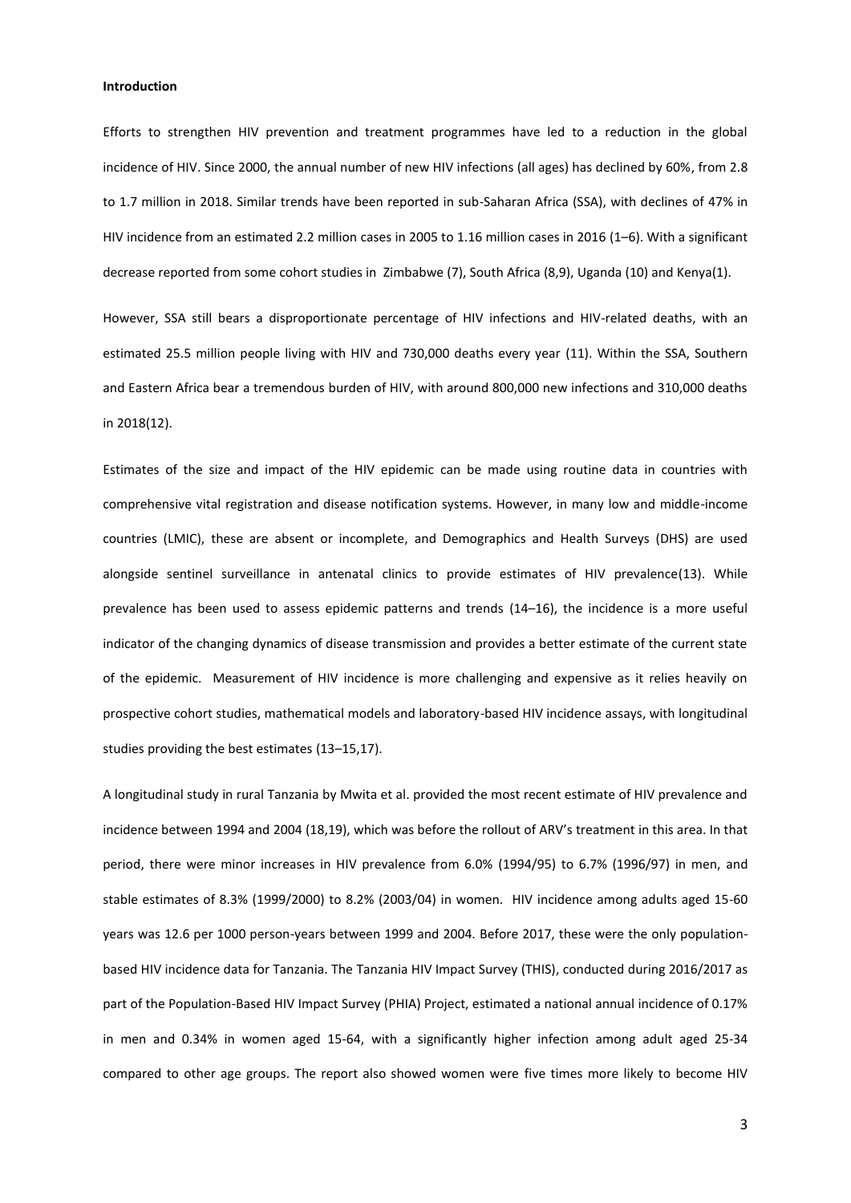**Introduction**

Efforts to strengthen HIV prevention and treatment programmes have led to a reduction in the global incidence of HIV. Since 2000, the annual number of new HIV infections (all ages) has declined by 60%, from 2.8 to 1.7 million in 2018. Similar trends have been reported in sub-Saharan Africa (SSA), with declines of 47% in HIV incidence from an estimated 2.2 million cases in 2005 to 1.16 million cases in 2016 (1–6). With a significant decrease reported from some cohort studies in Zimbabwe (7), South Africa (8,9), Uganda (10) and Kenya(1).

However, SSA still bears a disproportionate percentage of HIV infections and HIV-related deaths, with an estimated 25.5 million people living with HIV and 730,000 deaths every year (11). Within the SSA, Southern and Eastern Africa bear a tremendous burden of HIV, with around 800,000 new infections and 310,000 deaths in 2018(12).

Estimates of the size and impact of the HIV epidemic can be made using routine data in countries with comprehensive vital registration and disease notification systems. However, in many low and middle-income countries (LMIC), these are absent or incomplete, and Demographics and Health Surveys (DHS) are used alongside sentinel surveillance in antenatal clinics to provide estimates of HIV prevalence(13). While prevalence has been used to assess epidemic patterns and trends (14–16), the incidence is a more useful indicator of the changing dynamics of disease transmission and provides a better estimate of the current state of the epidemic. Measurement of HIV incidence is more challenging and expensive as it relies heavily on prospective cohort studies, mathematical models and laboratory-based HIV incidence assays, with longitudinal studies providing the best estimates (13–15,17).

A longitudinal study in rural Tanzania by Mwita et al. provided the most recent estimate of HIV prevalence and incidence between 1994 and 2004 (18,19), which was before the rollout of ARV's treatment in this area. In that period, there were minor increases in HIV prevalence from 6.0% (1994/95) to 6.7% (1996/97) in men, and stable estimates of 8.3% (1999/2000) to 8.2% (2003/04) in women. HIV incidence among adults aged 15-60 years was 12.6 per 1000 person-years between 1999 and 2004. Before 2017, these were the only population-based HIV incidence data for Tanzania. The Tanzania HIV Impact Survey (THIS), conducted during 2016/2017 as part of the Population-Based HIV Impact Survey (PHIA) Project, estimated a national annual incidence of 0.17% in men and 0.34% in women aged 15-64, with a significantly higher infection among adult aged 25-34 compared to other age groups. The report also showed women were five times more likely to become HIV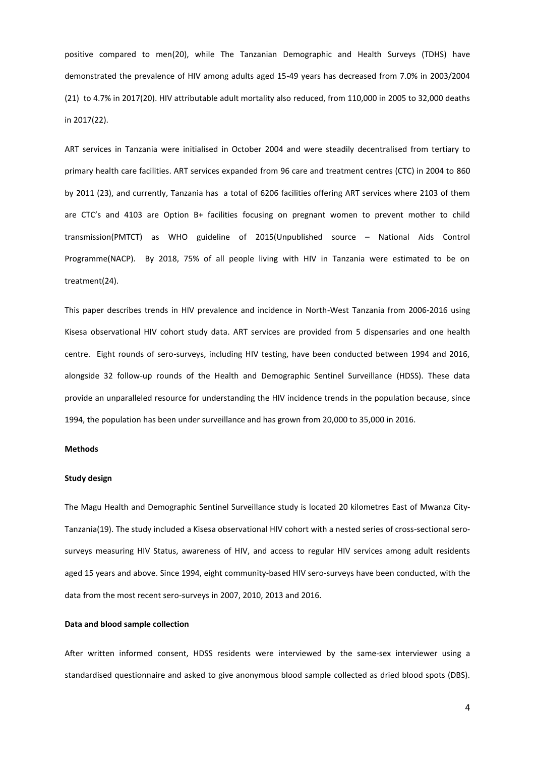positive compared to men(20), while The Tanzanian Demographic and Health Surveys (TDHS) have demonstrated the prevalence of HIV among adults aged 15-49 years has decreased from 7.0% in 2003/2004 (21) to 4.7% in 2017(20). HIV attributable adult mortality also reduced, from 110,000 in 2005 to 32,000 deaths in 2017(22).

ART services in Tanzania were initialised in October 2004 and were steadily decentralised from tertiary to primary health care facilities. ART services expanded from 96 care and treatment centres (CTC) in 2004 to 860 by 2011 (23), and currently, Tanzania has a total of 6206 facilities offering ART services where 2103 of them are CTC's and 4103 are Option B+ facilities focusing on pregnant women to prevent mother to child transmission(PMTCT) as WHO guideline of 2015(Unpublished source – National Aids Control Programme(NACP). By 2018, 75% of all people living with HIV in Tanzania were estimated to be on treatment(24).

This paper describes trends in HIV prevalence and incidence in North-West Tanzania from 2006-2016 using Kisesa observational HIV cohort study data. ART services are provided from 5 dispensaries and one health centre. Eight rounds of sero-surveys, including HIV testing, have been conducted between 1994 and 2016, alongside 32 follow-up rounds of the Health and Demographic Sentinel Surveillance (HDSS). These data provide an unparalleled resource for understanding the HIV incidence trends in the population because, since 1994, the population has been under surveillance and has grown from 20,000 to 35,000 in 2016.

**Methods**

**Study design**

The Magu Health and Demographic Sentinel Surveillance study is located 20 kilometres East of Mwanza City-Tanzania(19). The study included a Kisesa observational HIV cohort with a nested series of cross-sectional sero-surveys measuring HIV Status, awareness of HIV, and access to regular HIV services among adult residents aged 15 years and above. Since 1994, eight community-based HIV sero-surveys have been conducted, with the data from the most recent sero-surveys in 2007, 2010, 2013 and 2016.

**Data and blood sample collection**

After written informed consent, HDSS residents were interviewed by the same-sex interviewer using a standardised questionnaire and asked to give anonymous blood sample collected as dried blood spots (DBS).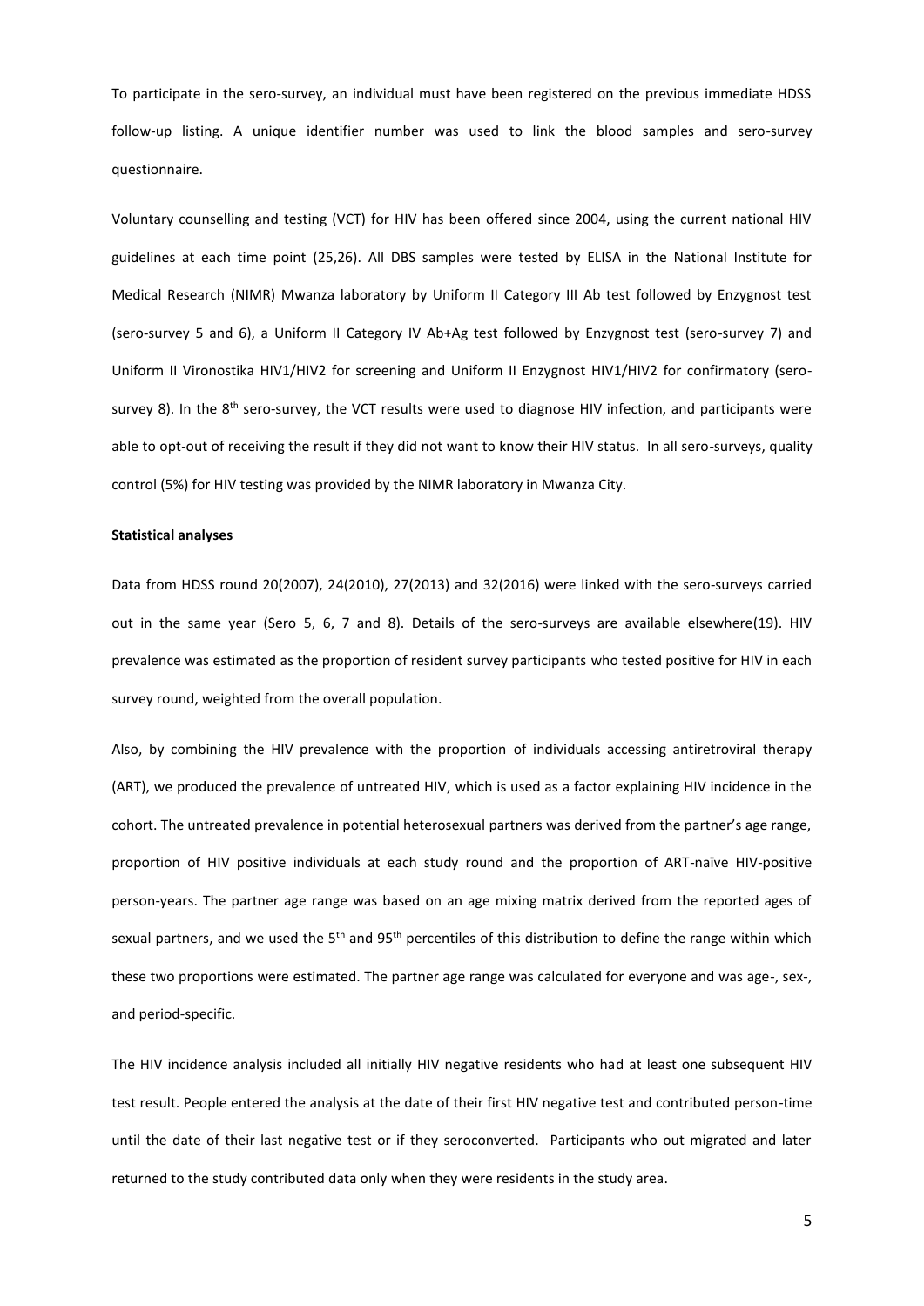To participate in the sero-survey, an individual must have been registered on the previous immediate HDSS follow-up listing. A unique identifier number was used to link the blood samples and sero-survey questionnaire.

Voluntary counselling and testing (VCT) for HIV has been offered since 2004, using the current national HIV guidelines at each time point (25,26). All DBS samples were tested by ELISA in the National Institute for Medical Research (NIMR) Mwanza laboratory by Uniform II Category III Ab test followed by Enzygnost test (sero-survey 5 and 6), a Uniform II Category IV Ab+Ag test followed by Enzygnost test (sero-survey 7) and Uniform II Vironostika HIV1/HIV2 for screening and Uniform II Enzygnost HIV1/HIV2 for confirmatory (sero-survey 8). In the 8th sero-survey, the VCT results were used to diagnose HIV infection, and participants were able to opt-out of receiving the result if they did not want to know their HIV status. In all sero-surveys, quality control (5%) for HIV testing was provided by the NIMR laboratory in Mwanza City.

**Statistical analyses**

Data from HDSS round 20(2007), 24(2010), 27(2013) and 32(2016) were linked with the sero-surveys carried out in the same year (Sero 5, 6, 7 and 8). Details of the sero-surveys are available elsewhere(19). HIV prevalence was estimated as the proportion of resident survey participants who tested positive for HIV in each survey round, weighted from the overall population.

Also, by combining the HIV prevalence with the proportion of individuals accessing antiretroviral therapy (ART), we produced the prevalence of untreated HIV, which is used as a factor explaining HIV incidence in the cohort. The untreated prevalence in potential heterosexual partners was derived from the partner's age range, proportion of HIV positive individuals at each study round and the proportion of ART-naïve HIV-positive person-years. The partner age range was based on an age mixing matrix derived from the reported ages of sexual partners, and we used the 5th and 95th percentiles of this distribution to define the range within which these two proportions were estimated. The partner age range was calculated for everyone and was age-, sex-, and period-specific.

The HIV incidence analysis included all initially HIV negative residents who had at least one subsequent HIV test result. People entered the analysis at the date of their first HIV negative test and contributed person-time until the date of their last negative test or if they seroconverted. Participants who out migrated and later returned to the study contributed data only when they were residents in the study area.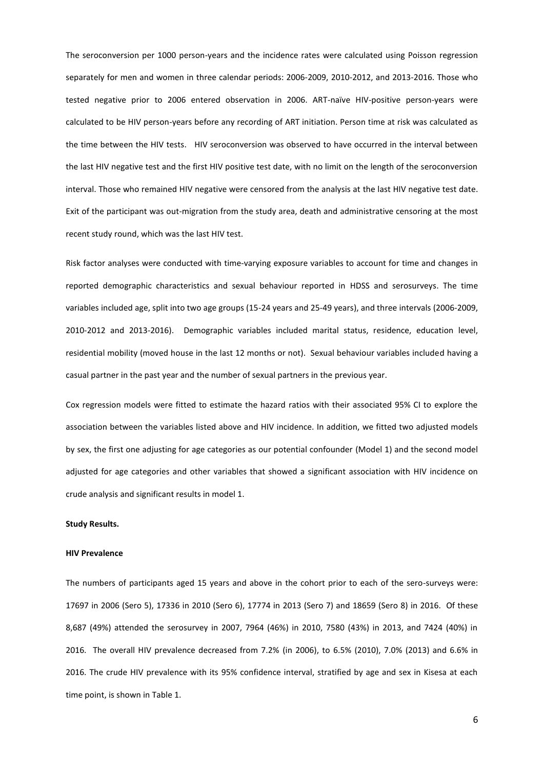The seroconversion per 1000 person-years and the incidence rates were calculated using Poisson regression separately for men and women in three calendar periods: 2006-2009, 2010-2012, and 2013-2016. Those who tested negative prior to 2006 entered observation in 2006. ART-naïve HIV-positive person-years were calculated to be HIV person-years before any recording of ART initiation. Person time at risk was calculated as the time between the HIV tests. HIV seroconversion was observed to have occurred in the interval between the last HIV negative test and the first HIV positive test date, with no limit on the length of the seroconversion interval. Those who remained HIV negative were censored from the analysis at the last HIV negative test date. Exit of the participant was out-migration from the study area, death and administrative censoring at the most recent study round, which was the last HIV test.

Risk factor analyses were conducted with time-varying exposure variables to account for time and changes in reported demographic characteristics and sexual behaviour reported in HDSS and serosurveys. The time variables included age, split into two age groups (15-24 years and 25-49 years), and three intervals (2006-2009, 2010-2012 and 2013-2016). Demographic variables included marital status, residence, education level, residential mobility (moved house in the last 12 months or not). Sexual behaviour variables included having a casual partner in the past year and the number of sexual partners in the previous year.

Cox regression models were fitted to estimate the hazard ratios with their associated 95% CI to explore the association between the variables listed above and HIV incidence. In addition, we fitted two adjusted models by sex, the first one adjusting for age categories as our potential confounder (Model 1) and the second model adjusted for age categories and other variables that showed a significant association with HIV incidence on crude analysis and significant results in model 1.

**Study Results.**

**HIV Prevalence**

The numbers of participants aged 15 years and above in the cohort prior to each of the sero-surveys were: 17697 in 2006 (Sero 5), 17336 in 2010 (Sero 6), 17774 in 2013 (Sero 7) and 18659 (Sero 8) in 2016. Of these 8,687 (49%) attended the serosurvey in 2007, 7964 (46%) in 2010, 7580 (43%) in 2013, and 7424 (40%) in 2016. The overall HIV prevalence decreased from 7.2% (in 2006), to 6.5% (2010), 7.0% (2013) and 6.6% in 2016. The crude HIV prevalence with its 95% confidence interval, stratified by age and sex in Kisesa at each time point, is shown in Table 1.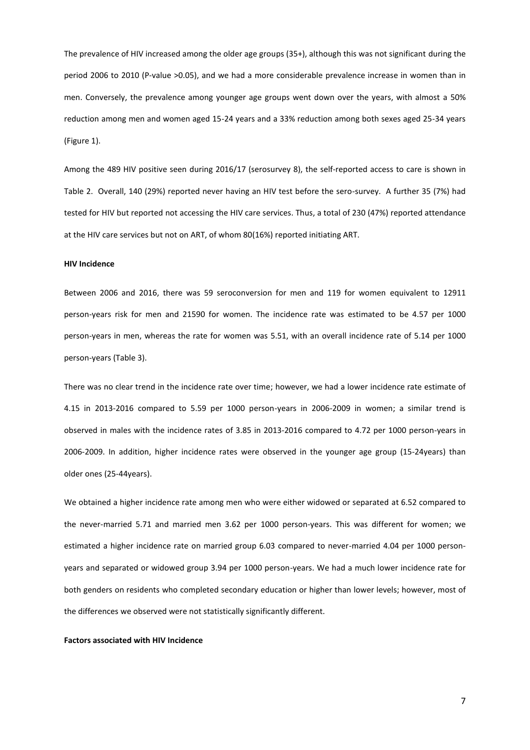The prevalence of HIV increased among the older age groups (35+), although this was not significant during the period 2006 to 2010 (P-value >0.05), and we had a more considerable prevalence increase in women than in men. Conversely, the prevalence among younger age groups went down over the years, with almost a 50% reduction among men and women aged 15-24 years and a 33% reduction among both sexes aged 25-34 years (Figure 1).

Among the 489 HIV positive seen during 2016/17 (serosurvey 8), the self-reported access to care is shown in Table 2. Overall, 140 (29%) reported never having an HIV test before the sero-survey. A further 35 (7%) had tested for HIV but reported not accessing the HIV care services. Thus, a total of 230 (47%) reported attendance at the HIV care services but not on ART, of whom 80(16%) reported initiating ART.

**HIV Incidence**

Between 2006 and 2016, there was 59 seroconversion for men and 119 for women equivalent to 12911 person-years risk for men and 21590 for women. The incidence rate was estimated to be 4.57 per 1000 person-years in men, whereas the rate for women was 5.51, with an overall incidence rate of 5.14 per 1000 person-years (Table 3).

There was no clear trend in the incidence rate over time; however, we had a lower incidence rate estimate of 4.15 in 2013-2016 compared to 5.59 per 1000 person-years in 2006-2009 in women; a similar trend is observed in males with the incidence rates of 3.85 in 2013-2016 compared to 4.72 per 1000 person-years in 2006-2009. In addition, higher incidence rates were observed in the younger age group (15-24years) than older ones (25-44years).

We obtained a higher incidence rate among men who were either widowed or separated at 6.52 compared to the never-married 5.71 and married men 3.62 per 1000 person-years. This was different for women; we estimated a higher incidence rate on married group 6.03 compared to never-married 4.04 per 1000 person-years and separated or widowed group 3.94 per 1000 person-years. We had a much lower incidence rate for both genders on residents who completed secondary education or higher than lower levels; however, most of the differences we observed were not statistically significantly different.

**Factors associated with HIV Incidence**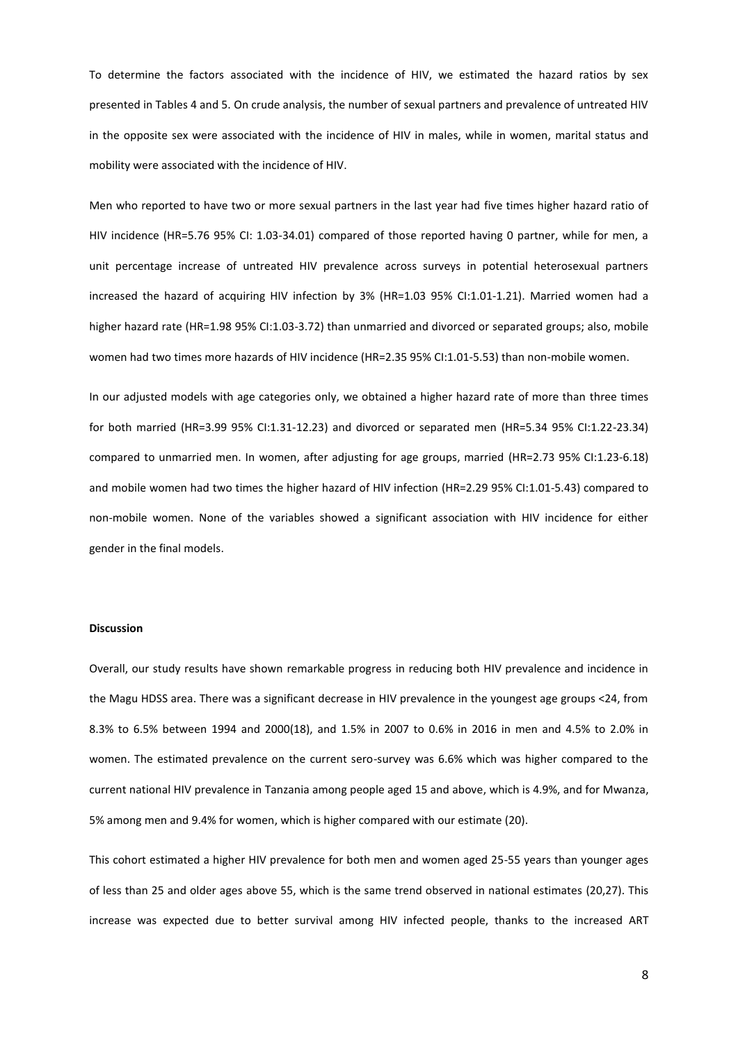To determine the factors associated with the incidence of HIV, we estimated the hazard ratios by sex presented in Tables 4 and 5. On crude analysis, the number of sexual partners and prevalence of untreated HIV in the opposite sex were associated with the incidence of HIV in males, while in women, marital status and mobility were associated with the incidence of HIV.

Men who reported to have two or more sexual partners in the last year had five times higher hazard ratio of HIV incidence (HR=5.76 95% CI: 1.03-34.01) compared of those reported having 0 partner, while for men, a unit percentage increase of untreated HIV prevalence across surveys in potential heterosexual partners increased the hazard of acquiring HIV infection by 3% (HR=1.03 95% CI:1.01-1.21). Married women had a higher hazard rate (HR=1.98 95% CI:1.03-3.72) than unmarried and divorced or separated groups; also, mobile women had two times more hazards of HIV incidence (HR=2.35 95% CI:1.01-5.53) than non-mobile women.

In our adjusted models with age categories only, we obtained a higher hazard rate of more than three times for both married (HR=3.99 95% CI:1.31-12.23) and divorced or separated men (HR=5.34 95% CI:1.22-23.34) compared to unmarried men. In women, after adjusting for age groups, married (HR=2.73 95% CI:1.23-6.18) and mobile women had two times the higher hazard of HIV infection (HR=2.29 95% CI:1.01-5.43) compared to non-mobile women. None of the variables showed a significant association with HIV incidence for either gender in the final models.

**Discussion**

Overall, our study results have shown remarkable progress in reducing both HIV prevalence and incidence in the Magu HDSS area. There was a significant decrease in HIV prevalence in the youngest age groups <24, from 8.3% to 6.5% between 1994 and 2000(18), and 1.5% in 2007 to 0.6% in 2016 in men and 4.5% to 2.0% in women. The estimated prevalence on the current sero-survey was 6.6% which was higher compared to the current national HIV prevalence in Tanzania among people aged 15 and above, which is 4.9%, and for Mwanza, 5% among men and 9.4% for women, which is higher compared with our estimate (20).

This cohort estimated a higher HIV prevalence for both men and women aged 25-55 years than younger ages of less than 25 and older ages above 55, which is the same trend observed in national estimates (20,27). This increase was expected due to better survival among HIV infected people, thanks to the increased ART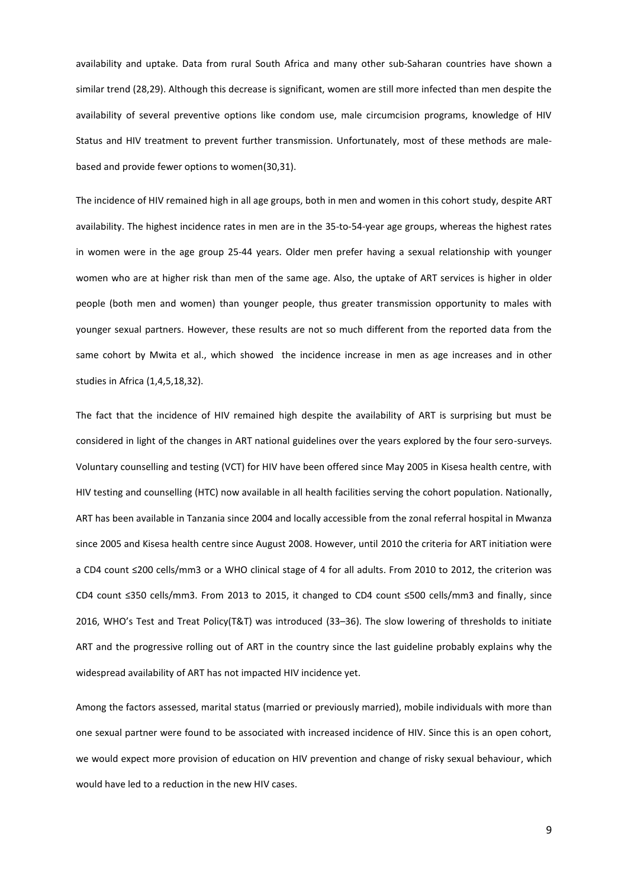availability and uptake. Data from rural South Africa and many other sub-Saharan countries have shown a similar trend (28,29). Although this decrease is significant, women are still more infected than men despite the availability of several preventive options like condom use, male circumcision programs, knowledge of HIV Status and HIV treatment to prevent further transmission. Unfortunately, most of these methods are male-based and provide fewer options to women(30,31).

The incidence of HIV remained high in all age groups, both in men and women in this cohort study, despite ART availability. The highest incidence rates in men are in the 35-to-54-year age groups, whereas the highest rates in women were in the age group 25-44 years. Older men prefer having a sexual relationship with younger women who are at higher risk than men of the same age. Also, the uptake of ART services is higher in older people (both men and women) than younger people, thus greater transmission opportunity to males with younger sexual partners. However, these results are not so much different from the reported data from the same cohort by Mwita et al., which showed the incidence increase in men as age increases and in other studies in Africa (1,4,5,18,32).

The fact that the incidence of HIV remained high despite the availability of ART is surprising but must be considered in light of the changes in ART national guidelines over the years explored by the four sero-surveys. Voluntary counselling and testing (VCT) for HIV have been offered since May 2005 in Kisesa health centre, with HIV testing and counselling (HTC) now available in all health facilities serving the cohort population. Nationally, ART has been available in Tanzania since 2004 and locally accessible from the zonal referral hospital in Mwanza since 2005 and Kisesa health centre since August 2008. However, until 2010 the criteria for ART initiation were a CD4 count ≤200 cells/mm3 or a WHO clinical stage of 4 for all adults. From 2010 to 2012, the criterion was CD4 count ≤350 cells/mm3. From 2013 to 2015, it changed to CD4 count ≤500 cells/mm3 and finally, since 2016, WHO's Test and Treat Policy(T&T) was introduced (33–36). The slow lowering of thresholds to initiate ART and the progressive rolling out of ART in the country since the last guideline probably explains why the widespread availability of ART has not impacted HIV incidence yet.

Among the factors assessed, marital status (married or previously married), mobile individuals with more than one sexual partner were found to be associated with increased incidence of HIV. Since this is an open cohort, we would expect more provision of education on HIV prevention and change of risky sexual behaviour, which would have led to a reduction in the new HIV cases.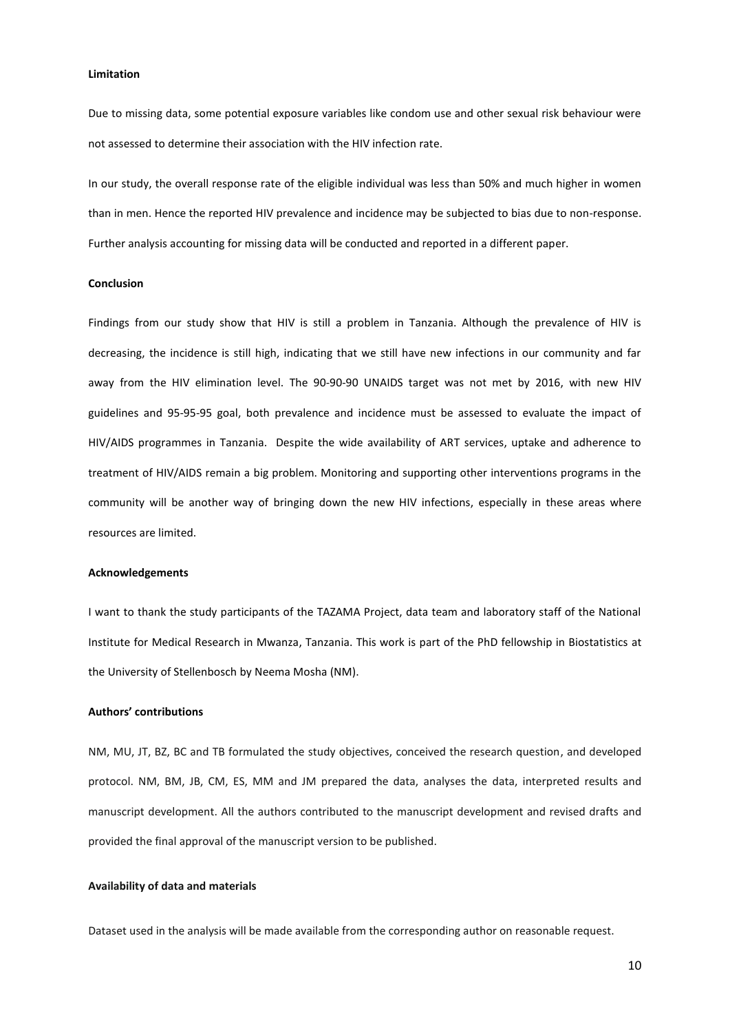**Limitation**

Due to missing data, some potential exposure variables like condom use and other sexual risk behaviour were not assessed to determine their association with the HIV infection rate.

In our study, the overall response rate of the eligible individual was less than 50% and much higher in women than in men. Hence the reported HIV prevalence and incidence may be subjected to bias due to non-response. Further analysis accounting for missing data will be conducted and reported in a different paper.

**Conclusion**

Findings from our study show that HIV is still a problem in Tanzania. Although the prevalence of HIV is decreasing, the incidence is still high, indicating that we still have new infections in our community and far away from the HIV elimination level. The 90-90-90 UNAIDS target was not met by 2016, with new HIV guidelines and 95-95-95 goal, both prevalence and incidence must be assessed to evaluate the impact of HIV/AIDS programmes in Tanzania. Despite the wide availability of ART services, uptake and adherence to treatment of HIV/AIDS remain a big problem. Monitoring and supporting other interventions programs in the community will be another way of bringing down the new HIV infections, especially in these areas where resources are limited.

**Acknowledgements**

I want to thank the study participants of the TAZAMA Project, data team and laboratory staff of the National Institute for Medical Research in Mwanza, Tanzania. This work is part of the PhD fellowship in Biostatistics at the University of Stellenbosch by Neema Mosha (NM).

**Authors' contributions**

NM, MU, JT, BZ, BC and TB formulated the study objectives, conceived the research question, and developed protocol. NM, BM, JB, CM, ES, MM and JM prepared the data, analyses the data, interpreted results and manuscript development. All the authors contributed to the manuscript development and revised drafts and provided the final approval of the manuscript version to be published.

**Availability of data and materials**

Dataset used in the analysis will be made available from the corresponding author on reasonable request.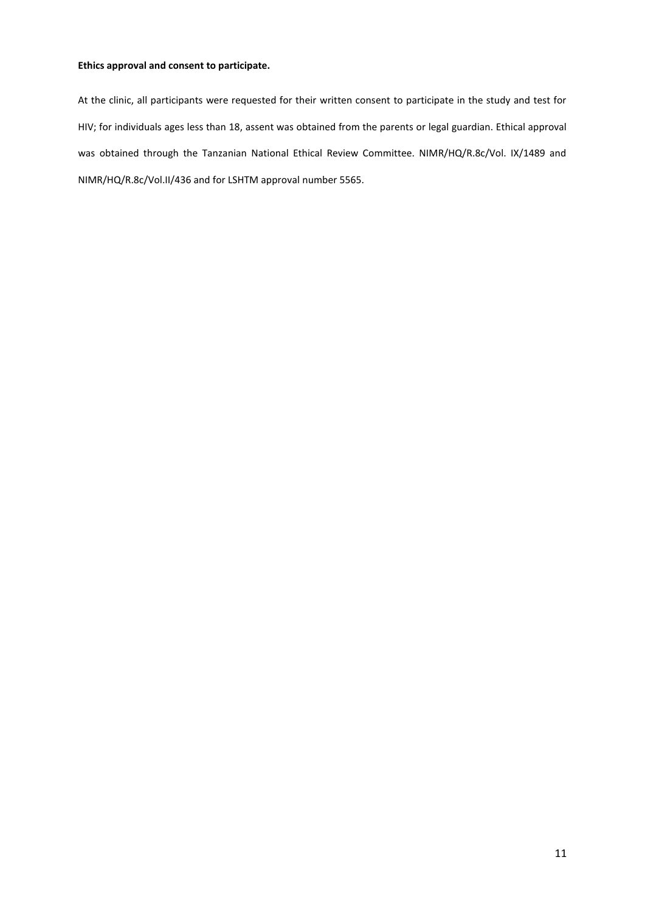**Ethics approval and consent to participate.**

At the clinic, all participants were requested for their written consent to participate in the study and test for HIV; for individuals ages less than 18, assent was obtained from the parents or legal guardian. Ethical approval was obtained through the Tanzanian National Ethical Review Committee. NIMR/HQ/R.8c/Vol. IX/1489 and NIMR/HQ/R.8c/Vol.II/436 and for LSHTM approval number 5565.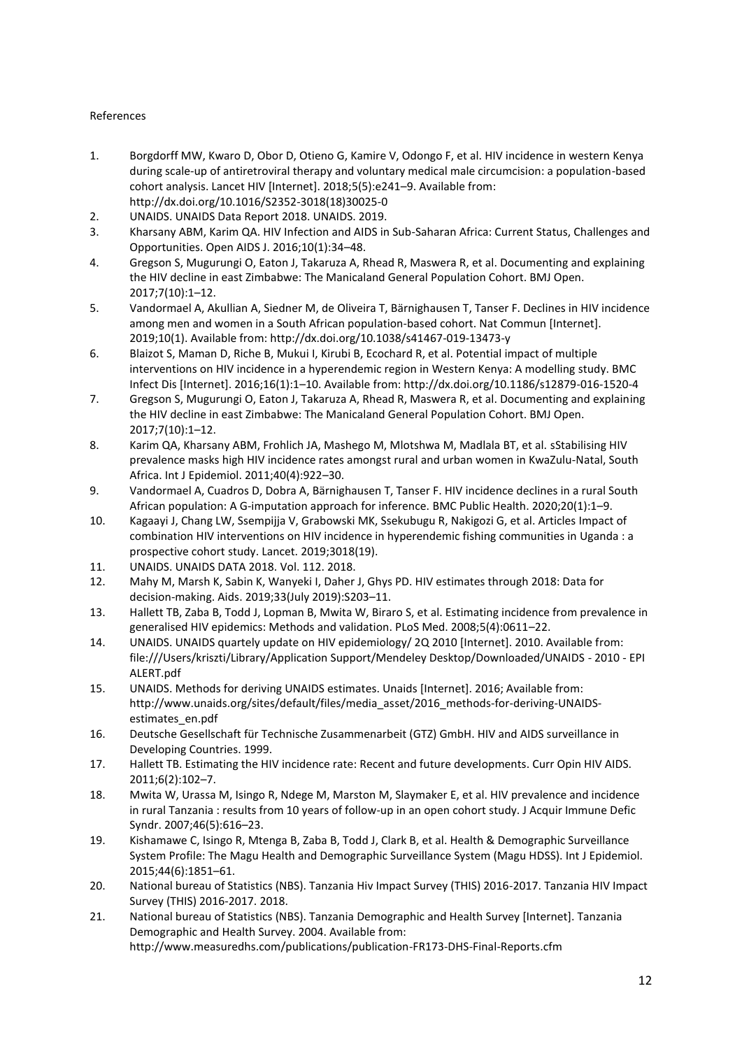References

1. Borgdorff MW, Kwaro D, Obor D, Otieno G, Kamire V, Odongo F, et al. HIV incidence in western Kenya during scale-up of antiretroviral therapy and voluntary medical male circumcision: a population-based cohort analysis. Lancet HIV [Internet]. 2018;5(5):e241–9. Available from: http://dx.doi.org/10.1016/S2352-3018(18)30025-0
2. UNAIDS. UNAIDS Data Report 2018. UNAIDS. 2019.
3. Kharsany ABM, Karim QA. HIV Infection and AIDS in Sub-Saharan Africa: Current Status, Challenges and Opportunities. Open AIDS J. 2016;10(1):34–48.
4. Gregson S, Mugurungi O, Eaton J, Takaruza A, Rhead R, Maswera R, et al. Documenting and explaining the HIV decline in east Zimbabwe: The Manicaland General Population Cohort. BMJ Open. 2017;7(10):1–12.
5. Vandormael A, Akullian A, Siedner M, de Oliveira T, Bärnighausen T, Tanser F. Declines in HIV incidence among men and women in a South African population-based cohort. Nat Commun [Internet]. 2019;10(1). Available from: http://dx.doi.org/10.1038/s41467-019-13473-y
6. Blaizot S, Maman D, Riche B, Mukui I, Kirubi B, Ecochard R, et al. Potential impact of multiple interventions on HIV incidence in a hyperendemic region in Western Kenya: A modelling study. BMC Infect Dis [Internet]. 2016;16(1):1–10. Available from: http://dx.doi.org/10.1186/s12879-016-1520-4
7. Gregson S, Mugurungi O, Eaton J, Takaruza A, Rhead R, Maswera R, et al. Documenting and explaining the HIV decline in east Zimbabwe: The Manicaland General Population Cohort. BMJ Open. 2017;7(10):1–12.
8. Karim QA, Kharsany ABM, Frohlich JA, Mashego M, Mlotshwa M, Madlala BT, et al. sStabilising HIV prevalence masks high HIV incidence rates amongst rural and urban women in KwaZulu-Natal, South Africa. Int J Epidemiol. 2011;40(4):922–30.
9. Vandormael A, Cuadros D, Dobra A, Bärnighausen T, Tanser F. HIV incidence declines in a rural South African population: A G-imputation approach for inference. BMC Public Health. 2020;20(1):1–9.
10. Kagaayi J, Chang LW, Ssempijja V, Grabowski MK, Ssekubugu R, Nakigozi G, et al. Articles Impact of combination HIV interventions on HIV incidence in hyperendemic fishing communities in Uganda : a prospective cohort study. Lancet. 2019;3018(19).
11. UNAIDS. UNAIDS DATA 2018. Vol. 112. 2018.
12. Mahy M, Marsh K, Sabin K, Wanyeki I, Daher J, Ghys PD. HIV estimates through 2018: Data for decision-making. Aids. 2019;33(July 2019):S203–11.
13. Hallett TB, Zaba B, Todd J, Lopman B, Mwita W, Biraro S, et al. Estimating incidence from prevalence in generalised HIV epidemics: Methods and validation. PLoS Med. 2008;5(4):0611–22.
14. UNAIDS. UNAIDS quartely update on HIV epidemiology/ 2Q 2010 [Internet]. 2010. Available from: file:///Users/kriszti/Library/Application Support/Mendeley Desktop/Downloaded/UNAIDS - 2010 - EPI ALERT.pdf
15. UNAIDS. Methods for deriving UNAIDS estimates. Unaids [Internet]. 2016; Available from: http://www.unaids.org/sites/default/files/media_asset/2016_methods-for-deriving-UNAIDS-estimates_en.pdf
16. Deutsche Gesellschaft für Technische Zusammenarbeit (GTZ) GmbH. HIV and AIDS surveillance in Developing Countries. 1999.
17. Hallett TB. Estimating the HIV incidence rate: Recent and future developments. Curr Opin HIV AIDS. 2011;6(2):102–7.
18. Mwita W, Urassa M, Isingo R, Ndege M, Marston M, Slaymaker E, et al. HIV prevalence and incidence in rural Tanzania : results from 10 years of follow-up in an open cohort study. J Acquir Immune Defic Syndr. 2007;46(5):616–23.
19. Kishamawe C, Isingo R, Mtenga B, Zaba B, Todd J, Clark B, et al. Health & Demographic Surveillance System Profile: The Magu Health and Demographic Surveillance System (Magu HDSS). Int J Epidemiol. 2015;44(6):1851–61.
20. National bureau of Statistics (NBS). Tanzania Hiv Impact Survey (THIS) 2016-2017. Tanzania HIV Impact Survey (THIS) 2016-2017. 2018.
21. National bureau of Statistics (NBS). Tanzania Demographic and Health Survey [Internet]. Tanzania Demographic and Health Survey. 2004. Available from: http://www.measuredhs.com/publications/publication-FR173-DHS-Final-Reports.cfm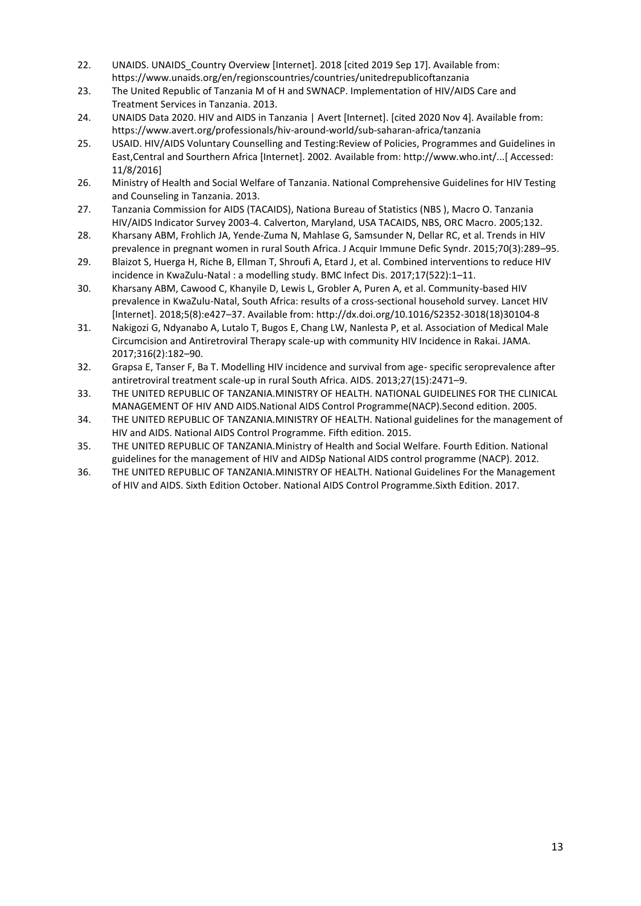22. UNAIDS. UNAIDS_Country Overview [Internet]. 2018 [cited 2019 Sep 17]. Available from: https://www.unaids.org/en/regionscountries/countries/unitedrepublicoftanzania
23. The United Republic of Tanzania M of H and SWNACP. Implementation of HIV/AIDS Care and Treatment Services in Tanzania. 2013.
24. UNAIDS Data 2020. HIV and AIDS in Tanzania | Avert [Internet]. [cited 2020 Nov 4]. Available from: https://www.avert.org/professionals/hiv-around-world/sub-saharan-africa/tanzania
25. USAID. HIV/AIDS Voluntary Counselling and Testing:Review of Policies, Programmes and Guidelines in East,Central and Sourthern Africa [Internet]. 2002. Available from: http://www.who.int/...[ Accessed: 11/8/2016]
26. Ministry of Health and Social Welfare of Tanzania. National Comprehensive Guidelines for HIV Testing and Counseling in Tanzania. 2013.
27. Tanzania Commission for AIDS (TACAIDS), Nationa Bureau of Statistics (NBS ), Macro O. Tanzania HIV/AIDS Indicator Survey 2003-4. Calverton, Maryland, USA TACAIDS, NBS, ORC Macro. 2005;132.
28. Kharsany ABM, Frohlich JA, Yende-Zuma N, Mahlase G, Samsunder N, Dellar RC, et al. Trends in HIV prevalence in pregnant women in rural South Africa. J Acquir Immune Defic Syndr. 2015;70(3):289–95.
29. Blaizot S, Huerga H, Riche B, Ellman T, Shroufi A, Etard J, et al. Combined interventions to reduce HIV incidence in KwaZulu-Natal : a modelling study. BMC Infect Dis. 2017;17(522):1–11.
30. Kharsany ABM, Cawood C, Khanyile D, Lewis L, Grobler A, Puren A, et al. Community-based HIV prevalence in KwaZulu-Natal, South Africa: results of a cross-sectional household survey. Lancet HIV [Internet]. 2018;5(8):e427–37. Available from: http://dx.doi.org/10.1016/S2352-3018(18)30104-8
31. Nakigozi G, Ndyanabo A, Lutalo T, Bugos E, Chang LW, Nanlesta P, et al. Association of Medical Male Circumcision and Antiretroviral Therapy scale-up with community HIV Incidence in Rakai. JAMA. 2017;316(2):182–90.
32. Grapsa E, Tanser F, Ba T. Modelling HIV incidence and survival from age- specific seroprevalence after antiretroviral treatment scale-up in rural South Africa. AIDS. 2013;27(15):2471–9.
33. THE UNITED REPUBLIC OF TANZANIA.MINISTRY OF HEALTH. NATIONAL GUIDELINES FOR THE CLINICAL MANAGEMENT OF HIV AND AIDS.National AIDS Control Programme(NACP).Second edition. 2005.
34. THE UNITED REPUBLIC OF TANZANIA.MINISTRY OF HEALTH. National guidelines for the management of HIV and AIDS. National AIDS Control Programme. Fifth edition. 2015.
35. THE UNITED REPUBLIC OF TANZANIA.Ministry of Health and Social Welfare. Fourth Edition. National guidelines for the management of HIV and AIDSp National AIDS control programme (NACP). 2012.
36. THE UNITED REPUBLIC OF TANZANIA.MINISTRY OF HEALTH. National Guidelines For the Management of HIV and AIDS. Sixth Edition October. National AIDS Control Programme.Sixth Edition. 2017.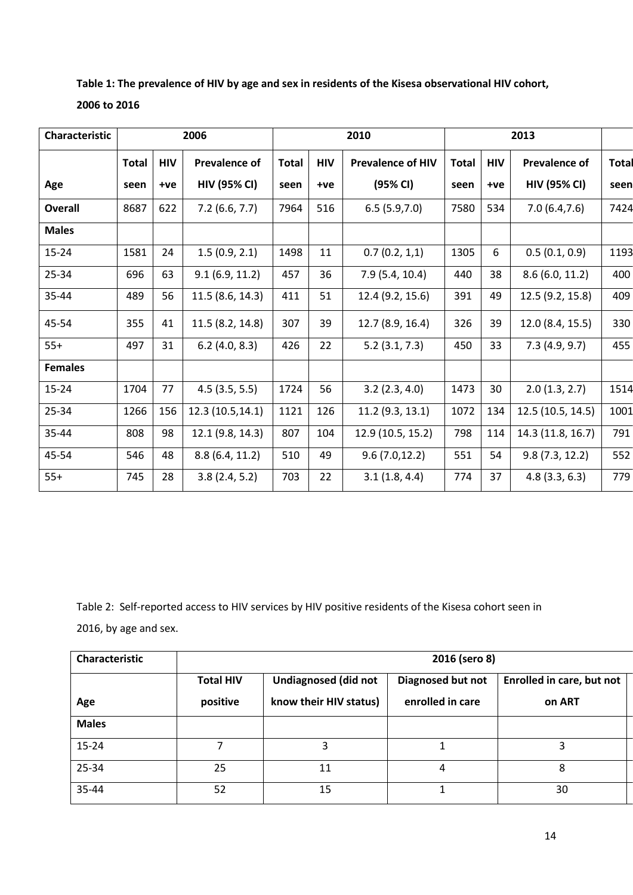**Table 1: The prevalence of HIV by age and sex in residents of the Kisesa observational HIV cohort, 2006 to 2016**

| Characteristic | 2006 | | | 2010 | | | 2013 | | | |
|---|---|---|---|---|---|---|---|---|---|---|
| Age | Total seen | HIV +ve | Prevalence of HIV (95% CI) | Total seen | HIV +ve | Prevalence of HIV (95% CI) | Total seen | HIV +ve | Prevalence of HIV (95% CI) | Total seen |
| **Overall** | 8687 | 622 | 7.2 (6.6, 7.7) | 7964 | 516 | 6.5 (5.9,7.0) | 7580 | 534 | 7.0 (6.4,7.6) | 7424 |
| **Males** | | | | | | | | | | |
| 15-24 | 1581 | 24 | 1.5 (0.9, 2.1) | 1498 | 11 | 0.7 (0.2, 1,1) | 1305 | 6 | 0.5 (0.1, 0.9) | 1193 |
| 25-34 | 696 | 63 | 9.1 (6.9, 11.2) | 457 | 36 | 7.9 (5.4, 10.4) | 440 | 38 | 8.6 (6.0, 11.2) | 400 |
| 35-44 | 489 | 56 | 11.5 (8.6, 14.3) | 411 | 51 | 12.4 (9.2, 15.6) | 391 | 49 | 12.5 (9.2, 15.8) | 409 |
| 45-54 | 355 | 41 | 11.5 (8.2, 14.8) | 307 | 39 | 12.7 (8.9, 16.4) | 326 | 39 | 12.0 (8.4, 15.5) | 330 |
| 55+ | 497 | 31 | 6.2 (4.0, 8.3) | 426 | 22 | 5.2 (3.1, 7.3) | 450 | 33 | 7.3 (4.9, 9.7) | 455 |
| **Females** | | | | | | | | | | |
| 15-24 | 1704 | 77 | 4.5 (3.5, 5.5) | 1724 | 56 | 3.2 (2.3, 4.0) | 1473 | 30 | 2.0 (1.3, 2.7) | 1514 |
| 25-34 | 1266 | 156 | 12.3 (10.5,14.1) | 1121 | 126 | 11.2 (9.3, 13.1) | 1072 | 134 | 12.5 (10.5, 14.5) | 1001 |
| 35-44 | 808 | 98 | 12.1 (9.8, 14.3) | 807 | 104 | 12.9 (10.5, 15.2) | 798 | 114 | 14.3 (11.8, 16.7) | 791 |
| 45-54 | 546 | 48 | 8.8 (6.4, 11.2) | 510 | 49 | 9.6 (7.0,12.2) | 551 | 54 | 9.8 (7.3, 12.2) | 552 |
| 55+ | 745 | 28 | 3.8 (2.4, 5.2) | 703 | 22 | 3.1 (1.8, 4.4) | 774 | 37 | 4.8 (3.3, 6.3) | 779 |

Table 2: Self-reported access to HIV services by HIV positive residents of the Kisesa cohort seen in 2016, by age and sex.

| Characteristic | 2016 (sero 8) | | | |
|---|---|---|---|---|
| Age | Total HIV positive | Undiagnosed (did not know their HIV status) | Diagnosed but not enrolled in care | Enrolled in care, but not on ART |
| **Males** | | | | |
| 15-24 | 7 | 3 | 1 | 3 |
| 25-34 | 25 | 11 | 4 | 8 |
| 35-44 | 52 | 15 | 1 | 30 |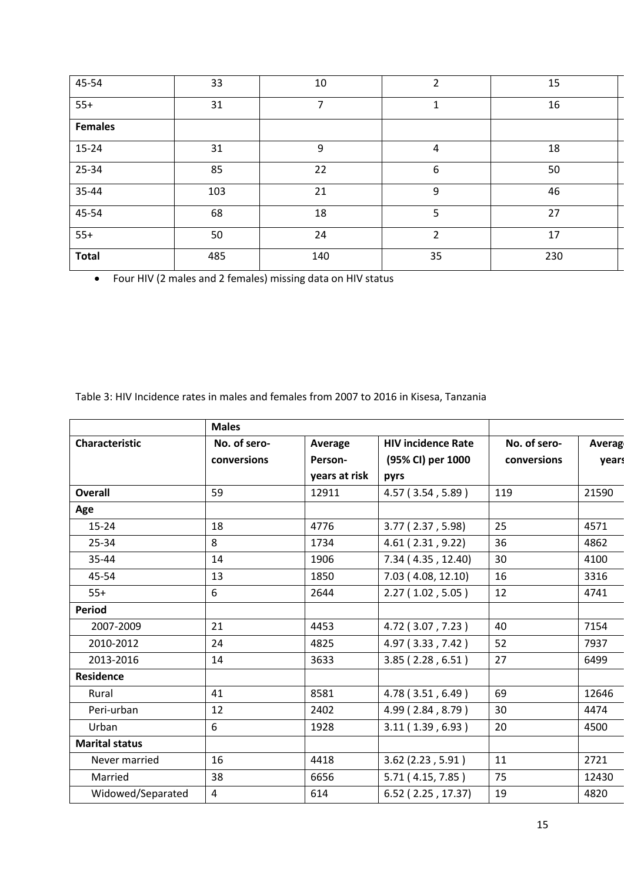| 45-54 | 33 | 10 | 2 | 15 |
|---|---|---|---|---|
| 55+ | 31 | 7 | 1 | 16 |
| **Females** | | | | |
| 15-24 | 31 | 9 | 4 | 18 |
| 25-34 | 85 | 22 | 6 | 50 |
| 35-44 | 103 | 21 | 9 | 46 |
| 45-54 | 68 | 18 | 5 | 27 |
| 55+ | 50 | 24 | 2 | 17 |
| **Total** | 485 | 140 | 35 | 230 |

- Four HIV (2 males and 2 females) missing data on HIV status

Table 3: HIV Incidence rates in males and females from 2007 to 2016 in Kisesa, Tanzania

| | **Males** | | | | |
|---|---|---|---|---|---|
| **Characteristic** | **No. of sero-conversions** | **Average Person-years at risk** | **HIV incidence Rate (95% CI) per 1000 pyrs** | **No. of sero-conversions** | **Average ... years** |
| **Overall** | 59 | 12911 | 4.57 ( 3.54 , 5.89 ) | 119 | 21590 |
| **Age** | | | | | |
| 15-24 | 18 | 4776 | 3.77 ( 2.37 , 5.98) | 25 | 4571 |
| 25-34 | 8 | 1734 | 4.61 ( 2.31 , 9.22) | 36 | 4862 |
| 35-44 | 14 | 1906 | 7.34 ( 4.35 , 12.40) | 30 | 4100 |
| 45-54 | 13 | 1850 | 7.03 ( 4.08, 12.10) | 16 | 3316 |
| 55+ | 6 | 2644 | 2.27 ( 1.02 , 5.05 ) | 12 | 4741 |
| **Period** | | | | | |
| 2007-2009 | 21 | 4453 | 4.72 ( 3.07 , 7.23 ) | 40 | 7154 |
| 2010-2012 | 24 | 4825 | 4.97 ( 3.33 , 7.42 ) | 52 | 7937 |
| 2013-2016 | 14 | 3633 | 3.85 ( 2.28 , 6.51 ) | 27 | 6499 |
| **Residence** | | | | | |
| Rural | 41 | 8581 | 4.78 ( 3.51 , 6.49 ) | 69 | 12646 |
| Peri-urban | 12 | 2402 | 4.99 ( 2.84 , 8.79 ) | 30 | 4474 |
| Urban | 6 | 1928 | 3.11 ( 1.39 , 6.93 ) | 20 | 4500 |
| **Marital status** | | | | | |
| Never married | 16 | 4418 | 3.62 (2.23 , 5.91 ) | 11 | 2721 |
| Married | 38 | 6656 | 5.71 ( 4.15, 7.85 ) | 75 | 12430 |
| Widowed/Separated | 4 | 614 | 6.52 ( 2.25 , 17.37) | 19 | 4820 |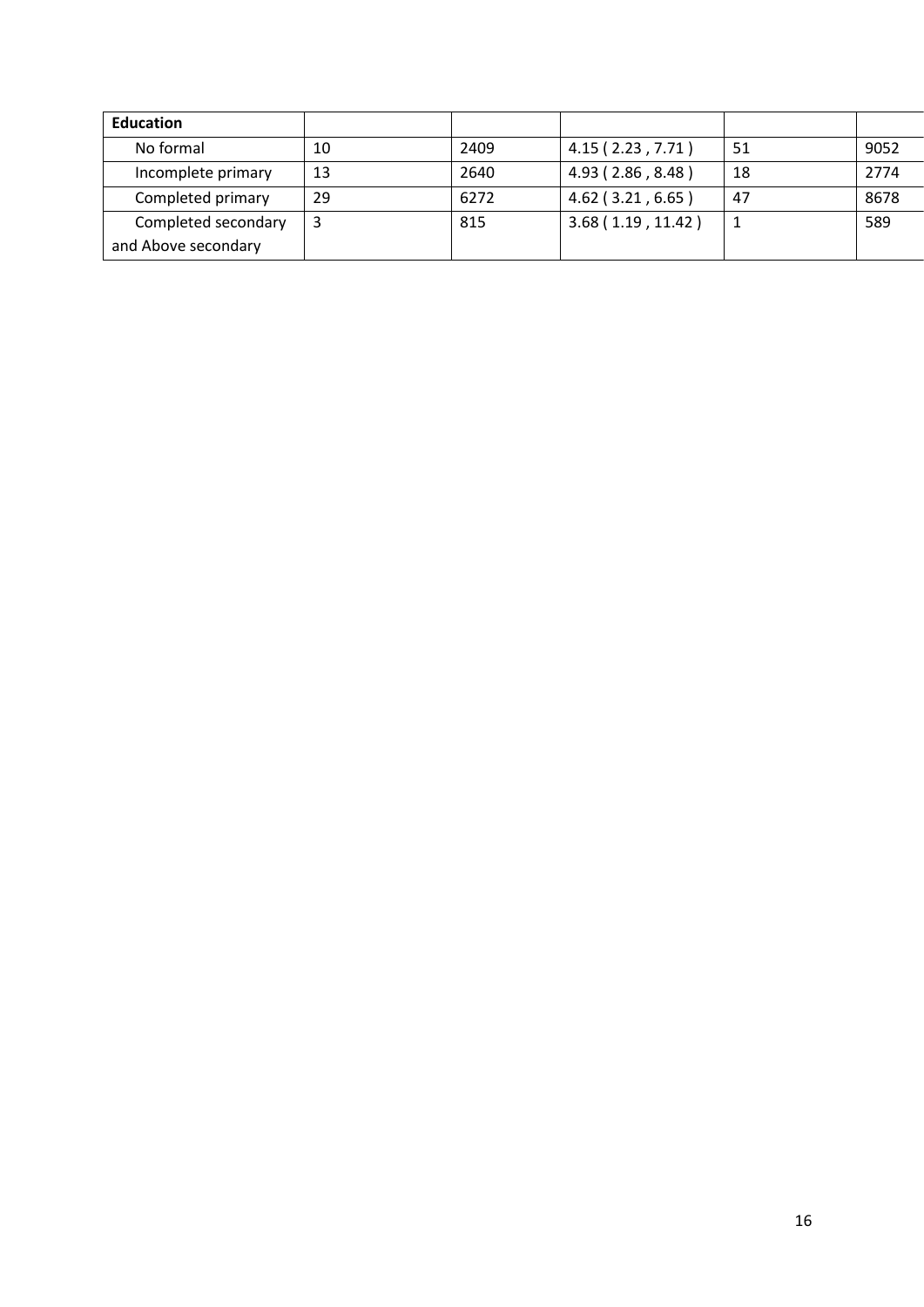| Education | | | | | |
|---|---|---|---|---|---|
| No formal | 10 | 2409 | 4.15 ( 2.23 , 7.71 ) | 51 | 9052 |
| Incomplete primary | 13 | 2640 | 4.93 ( 2.86 , 8.48 ) | 18 | 2774 |
| Completed primary | 29 | 6272 | 4.62 ( 3.21 , 6.65 ) | 47 | 8678 |
| Completed secondary and Above secondary | 3 | 815 | 3.68 ( 1.19 , 11.42 ) | 1 | 589 |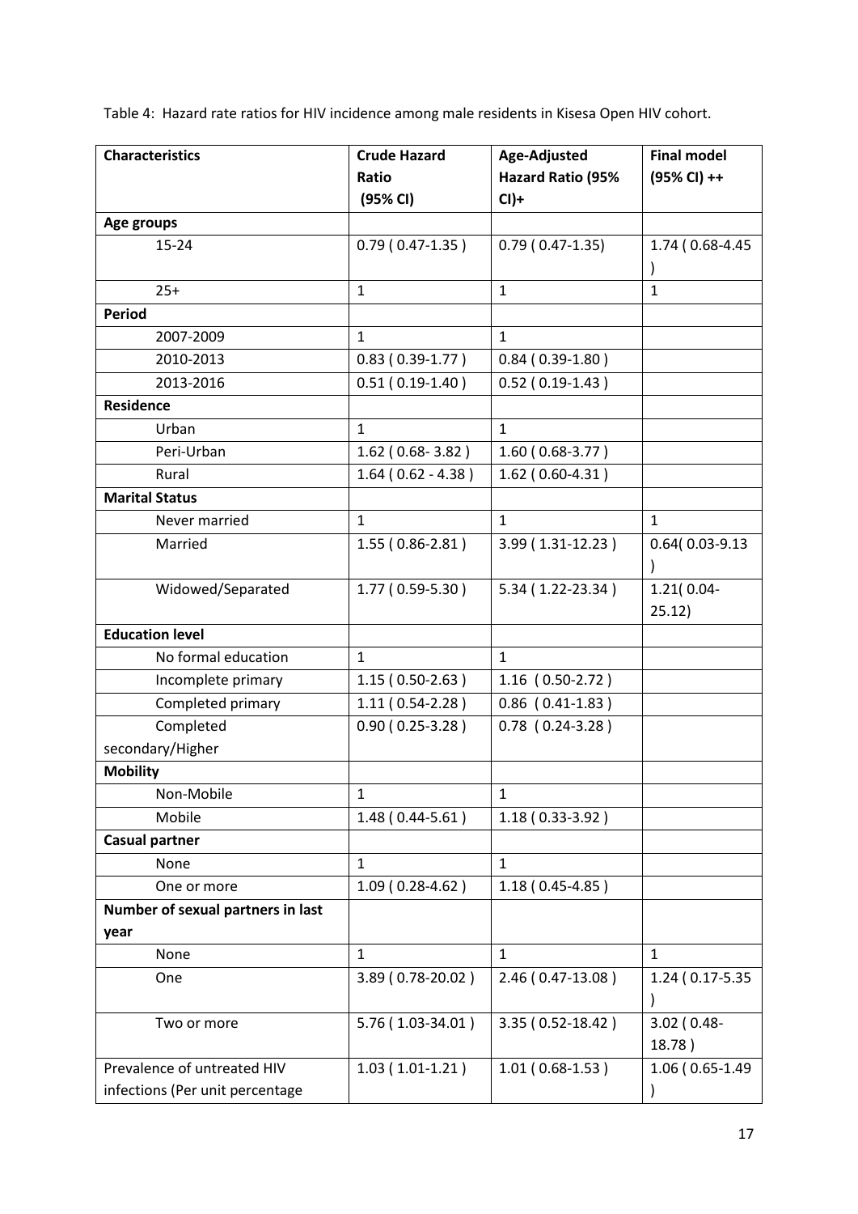Table 4: Hazard rate ratios for HIV incidence among male residents in Kisesa Open HIV cohort.

| Characteristics | Crude Hazard Ratio (95% CI) | Age-Adjusted Hazard Ratio (95% CI)+ | Final model (95% CI) ++ |
|---|---|---|---|
| **Age groups** | | | |
| 15-24 | 0.79 ( 0.47-1.35 ) | 0.79 ( 0.47-1.35) | 1.74 ( 0.68-4.45 ) |
| 25+ | 1 | 1 | 1 |
| **Period** | | | |
| 2007-2009 | 1 | 1 | |
| 2010-2013 | 0.83 ( 0.39-1.77 ) | 0.84 ( 0.39-1.80 ) | |
| 2013-2016 | 0.51 ( 0.19-1.40 ) | 0.52 ( 0.19-1.43 ) | |
| **Residence** | | | |
| Urban | 1 | 1 | |
| Peri-Urban | 1.62 ( 0.68- 3.82 ) | 1.60 ( 0.68-3.77 ) | |
| Rural | 1.64 ( 0.62 - 4.38 ) | 1.62 ( 0.60-4.31 ) | |
| **Marital Status** | | | |
| Never married | 1 | 1 | 1 |
| Married | 1.55 ( 0.86-2.81 ) | 3.99 ( 1.31-12.23 ) | 0.64( 0.03-9.13 ) |
| Widowed/Separated | 1.77 ( 0.59-5.30 ) | 5.34 ( 1.22-23.34 ) | 1.21( 0.04-25.12) |
| **Education level** | | | |
| No formal education | 1 | 1 | |
| Incomplete primary | 1.15 ( 0.50-2.63 ) | 1.16 ( 0.50-2.72 ) | |
| Completed primary | 1.11 ( 0.54-2.28 ) | 0.86 ( 0.41-1.83 ) | |
| Completed secondary/Higher | 0.90 ( 0.25-3.28 ) | 0.78 ( 0.24-3.28 ) | |
| **Mobility** | | | |
| Non-Mobile | 1 | 1 | |
| Mobile | 1.48 ( 0.44-5.61 ) | 1.18 ( 0.33-3.92 ) | |
| **Casual partner** | | | |
| None | 1 | 1 | |
| One or more | 1.09 ( 0.28-4.62 ) | 1.18 ( 0.45-4.85 ) | |
| **Number of sexual partners in last year** | | | |
| None | 1 | 1 | 1 |
| One | 3.89 ( 0.78-20.02 ) | 2.46 ( 0.47-13.08 ) | 1.24 ( 0.17-5.35 ) |
| Two or more | 5.76 ( 1.03-34.01 ) | 3.35 ( 0.52-18.42 ) | 3.02 ( 0.48-18.78 ) |
| Prevalence of untreated HIV infections (Per unit percentage | 1.03 ( 1.01-1.21 ) | 1.01 ( 0.68-1.53 ) | 1.06 ( 0.65-1.49 ) |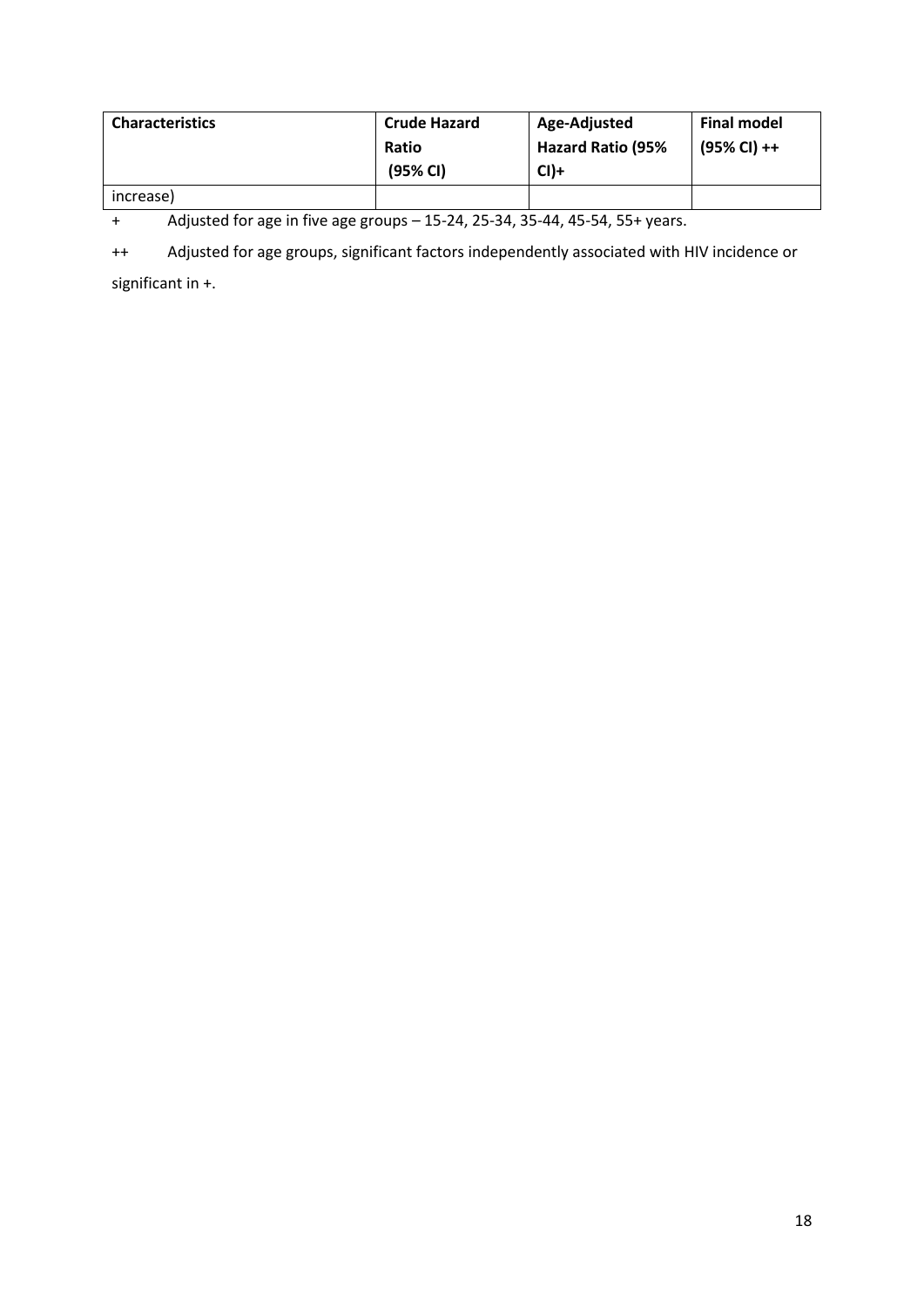| Characteristics | Crude Hazard Ratio (95% CI) | Age-Adjusted Hazard Ratio (95% CI)+ | Final model (95% CI) ++ |
|---|---|---|---|
| increase) | | | |

+ Adjusted for age in five age groups – 15-24, 25-34, 35-44, 45-54, 55+ years.

++ Adjusted for age groups, significant factors independently associated with HIV incidence or significant in +.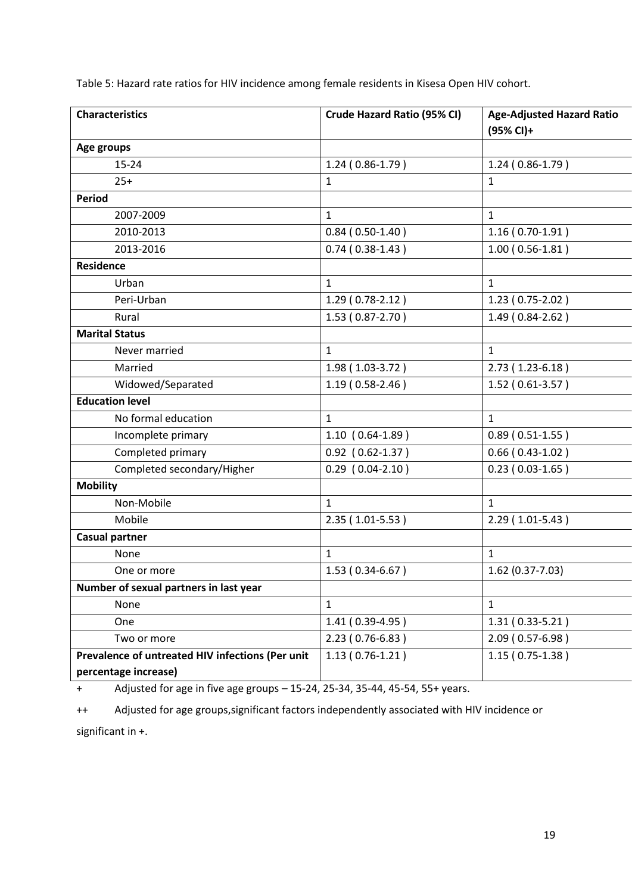Table 5: Hazard rate ratios for HIV incidence among female residents in Kisesa Open HIV cohort.

| Characteristics | Crude Hazard Ratio (95% CI) | Age-Adjusted Hazard Ratio (95% CI)+ |
|---|---|---|
| **Age groups** | | |
| 15-24 | 1.24 ( 0.86-1.79 ) | 1.24 ( 0.86-1.79 ) |
| 25+ | 1 | 1 |
| **Period** | | |
| 2007-2009 | 1 | 1 |
| 2010-2013 | 0.84 ( 0.50-1.40 ) | 1.16 ( 0.70-1.91 ) |
| 2013-2016 | 0.74 ( 0.38-1.43 ) | 1.00 ( 0.56-1.81 ) |
| **Residence** | | |
| Urban | 1 | 1 |
| Peri-Urban | 1.29 ( 0.78-2.12 ) | 1.23 ( 0.75-2.02 ) |
| Rural | 1.53 ( 0.87-2.70 ) | 1.49 ( 0.84-2.62 ) |
| **Marital Status** | | |
| Never married | 1 | 1 |
| Married | 1.98 ( 1.03-3.72 ) | 2.73 ( 1.23-6.18 ) |
| Widowed/Separated | 1.19 ( 0.58-2.46 ) | 1.52 ( 0.61-3.57 ) |
| **Education level** | | |
| No formal education | 1 | 1 |
| Incomplete primary | 1.10 ( 0.64-1.89 ) | 0.89 ( 0.51-1.55 ) |
| Completed primary | 0.92 ( 0.62-1.37 ) | 0.66 ( 0.43-1.02 ) |
| Completed secondary/Higher | 0.29 ( 0.04-2.10 ) | 0.23 ( 0.03-1.65 ) |
| **Mobility** | | |
| Non-Mobile | 1 | 1 |
| Mobile | 2.35 ( 1.01-5.53 ) | 2.29 ( 1.01-5.43 ) |
| **Casual partner** | | |
| None | 1 | 1 |
| One or more | 1.53 ( 0.34-6.67 ) | 1.62 (0.37-7.03) |
| **Number of sexual partners in last year** | | |
| None | 1 | 1 |
| One | 1.41 ( 0.39-4.95 ) | 1.31 ( 0.33-5.21 ) |
| Two or more | 2.23 ( 0.76-6.83 ) | 2.09 ( 0.57-6.98 ) |
| **Prevalence of untreated HIV infections (Per unit percentage increase)** | 1.13 ( 0.76-1.21 ) | 1.15 ( 0.75-1.38 ) |

+ Adjusted for age in five age groups – 15-24, 25-34, 35-44, 45-54, 55+ years.

++ Adjusted for age groups,significant factors independently associated with HIV incidence or significant in +.